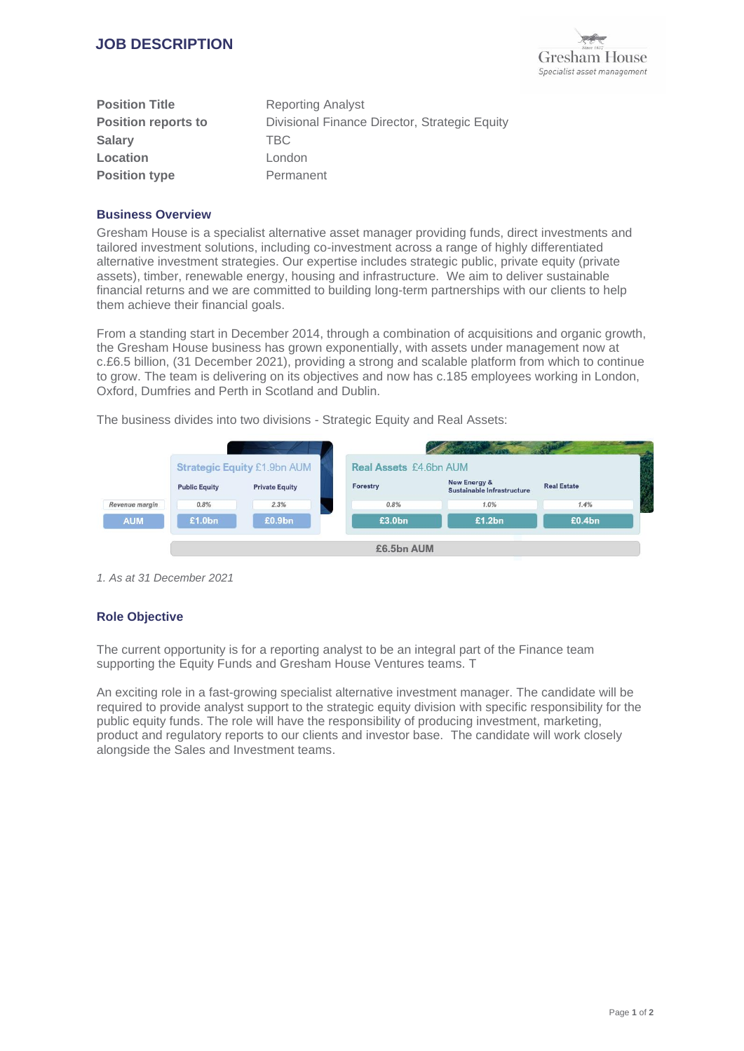# JOB DESCRIPTION

Gresham House
*Specialist asset management*

| **Position Title** | Reporting Analyst |
|---|---|
| **Position reports to** | Divisional Finance Director, Strategic Equity |
| **Salary** | TBC |
| **Location** | London |
| **Position type** | Permanent |

## Business Overview

Gresham House is a specialist alternative asset manager providing funds, direct investments and tailored investment solutions, including co-investment across a range of highly differentiated alternative investment strategies. Our expertise includes strategic public, private equity (private assets), timber, renewable energy, housing and infrastructure. We aim to deliver sustainable financial returns and we are committed to building long-term partnerships with our clients to help them achieve their financial goals.

From a standing start in December 2014, through a combination of acquisitions and organic growth, the Gresham House business has grown exponentially, with assets under management now at c.£6.5 billion, (31 December 2021), providing a strong and scalable platform from which to continue to grow. The team is delivering on its objectives and now has c.185 employees working in London, Oxford, Dumfries and Perth in Scotland and Dublin.

The business divides into two divisions - Strategic Equity and Real Assets:

| | Strategic Equity £1.9bn AUM | | Real Assets £4.6bn AUM | | |
|---|---|---|---|---|---|
| | Public Equity | Private Equity | Forestry | New Energy & Sustainable Infrastructure | Real Estate |
| Revenue margin | 0.8% | 2.3% | 0.8% | 1.0% | 1.4% |
| AUM | £1.0bn | £0.9bn | £3.0bn | £1.2bn | £0.4bn |
| | £6.5bn AUM | | | | |

*1. As at 31 December 2021*

## Role Objective

The current opportunity is for a reporting analyst to be an integral part of the Finance team supporting the Equity Funds and Gresham House Ventures teams. T

An exciting role in a fast-growing specialist alternative investment manager. The candidate will be required to provide analyst support to the strategic equity division with specific responsibility for the public equity funds. The role will have the responsibility of producing investment, marketing, product and regulatory reports to our clients and investor base. The candidate will work closely alongside the Sales and Investment teams.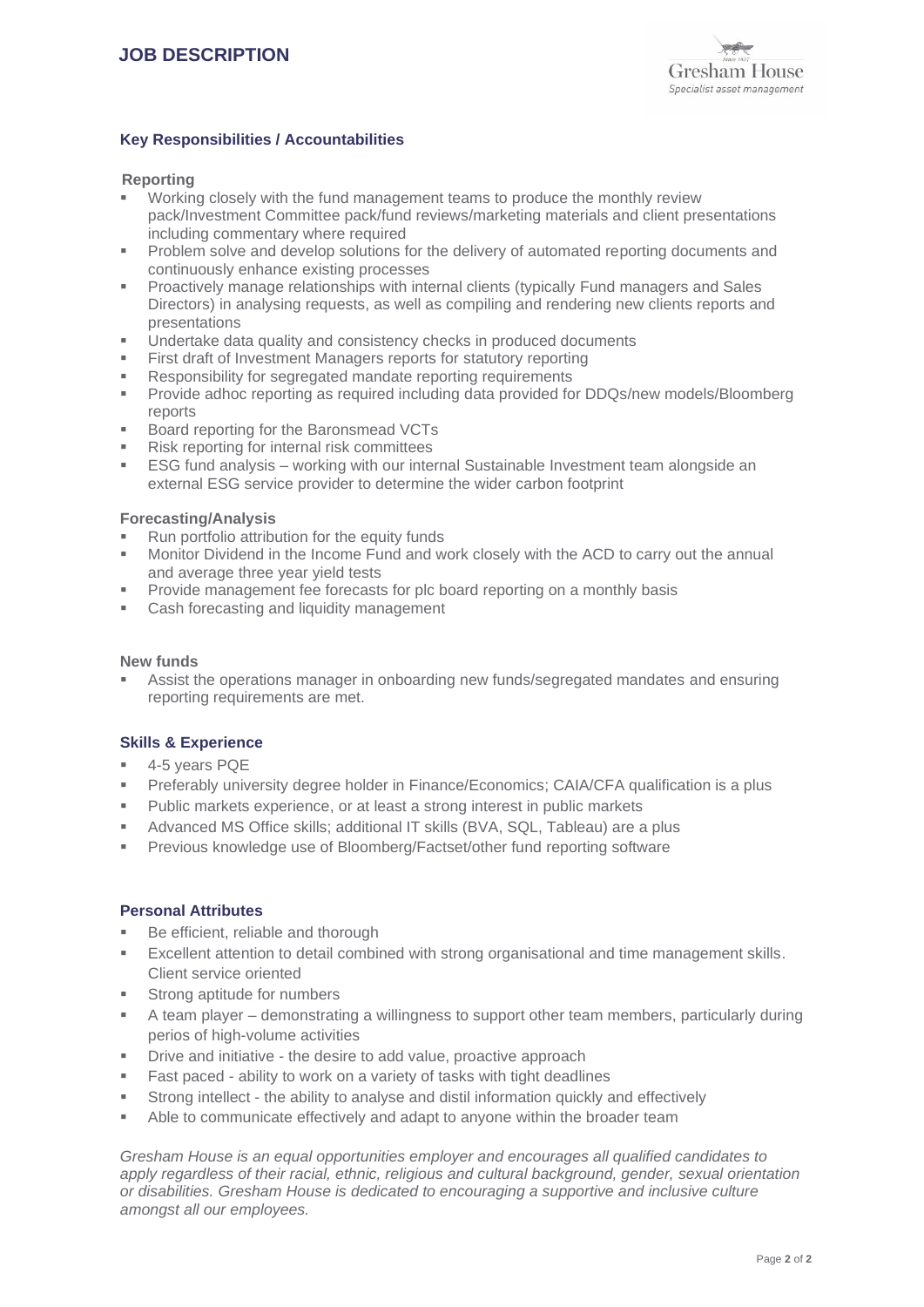# JOB DESCRIPTION

## Key Responsibilities / Accountabilities

### Reporting

- Working closely with the fund management teams to produce the monthly review pack/Investment Committee pack/fund reviews/marketing materials and client presentations including commentary where required
- Problem solve and develop solutions for the delivery of automated reporting documents and continuously enhance existing processes
- Proactively manage relationships with internal clients (typically Fund managers and Sales Directors) in analysing requests, as well as compiling and rendering new clients reports and presentations
- Undertake data quality and consistency checks in produced documents
- First draft of Investment Managers reports for statutory reporting
- Responsibility for segregated mandate reporting requirements
- Provide adhoc reporting as required including data provided for DDQs/new models/Bloomberg reports
- Board reporting for the Baronsmead VCTs
- Risk reporting for internal risk committees
- ESG fund analysis – working with our internal Sustainable Investment team alongside an external ESG service provider to determine the wider carbon footprint

### Forecasting/Analysis

- Run portfolio attribution for the equity funds
- Monitor Dividend in the Income Fund and work closely with the ACD to carry out the annual and average three year yield tests
- Provide management fee forecasts for plc board reporting on a monthly basis
- Cash forecasting and liquidity management

### New funds

- Assist the operations manager in onboarding new funds/segregated mandates and ensuring reporting requirements are met.

## Skills & Experience

- 4-5 years PQE
- Preferably university degree holder in Finance/Economics; CAIA/CFA qualification is a plus
- Public markets experience, or at least a strong interest in public markets
- Advanced MS Office skills; additional IT skills (BVA, SQL, Tableau) are a plus
- Previous knowledge use of Bloomberg/Factset/other fund reporting software

## Personal Attributes

- Be efficient, reliable and thorough
- Excellent attention to detail combined with strong organisational and time management skills. Client service oriented
- Strong aptitude for numbers
- A team player – demonstrating a willingness to support other team members, particularly during perios of high-volume activities
- Drive and initiative - the desire to add value, proactive approach
- Fast paced - ability to work on a variety of tasks with tight deadlines
- Strong intellect - the ability to analyse and distil information quickly and effectively
- Able to communicate effectively and adapt to anyone within the broader team

*Gresham House is an equal opportunities employer and encourages all qualified candidates to apply regardless of their racial, ethnic, religious and cultural background, gender, sexual orientation or disabilities. Gresham House is dedicated to encouraging a supportive and inclusive culture amongst all our employees.*